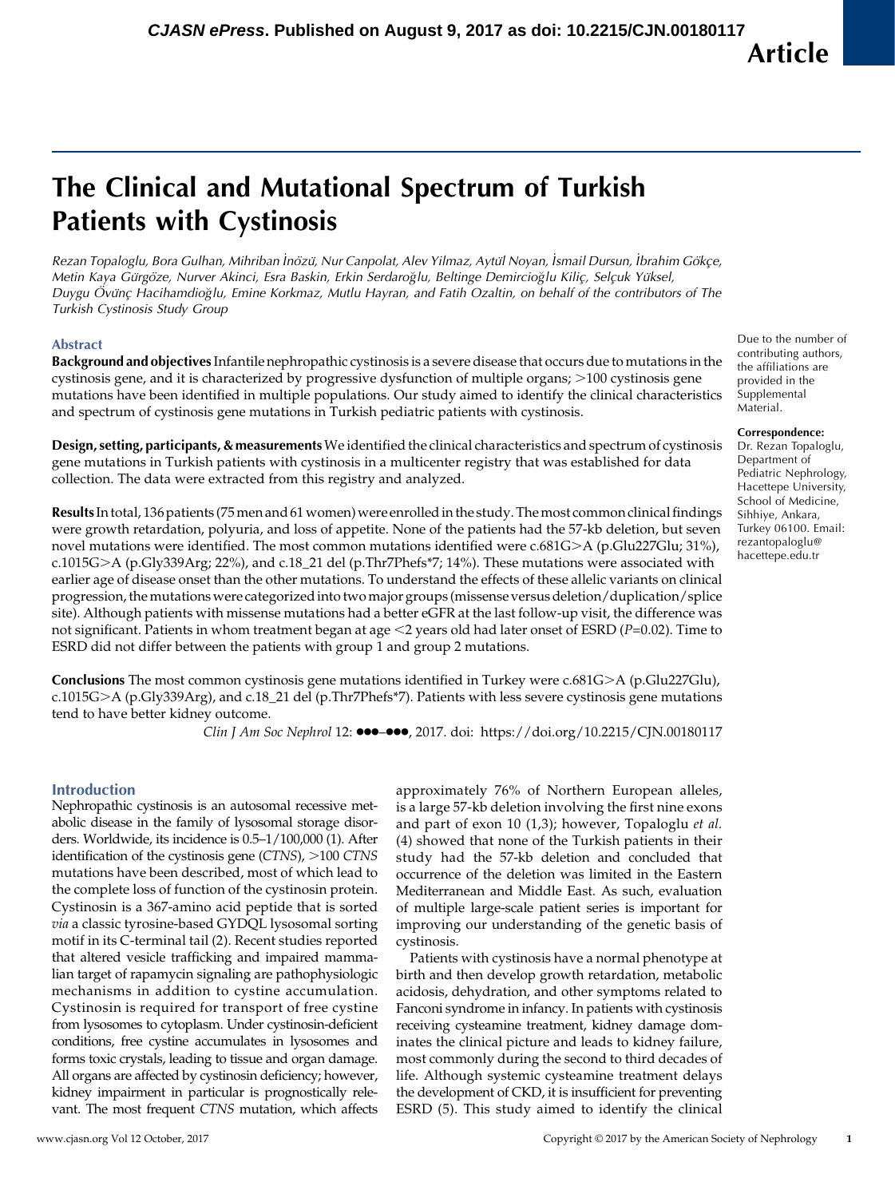Article

# The Clinical and Mutational Spectrum of Turkish Patients with Cystinosis

*Rezan Topaloglu, Bora Gulhan, Mihriban İnözü, Nur Canpolat, Alev Yilmaz, Aytül Noyan, İsmail Dursun, İbrahim Gökçe, Metin Kaya Gürgöze, Nurver Akinci, Esra Baskin, Erkin Serdaroğlu, Beltinge Demircioğlu Kiliç, Selçuk Yüksel, Duygu Övünç Hacihamdioğlu, Emine Korkmaz, Mutlu Hayran, and Fatih Ozaltin, on behalf of the contributors of The Turkish Cystinosis Study Group*

## Abstract

**Background and objectives** Infantile nephropathic cystinosis is a severe disease that occurs due to mutations in the cystinosis gene, and it is characterized by progressive dysfunction of multiple organs; >100 cystinosis gene mutations have been identified in multiple populations. Our study aimed to identify the clinical characteristics and spectrum of cystinosis gene mutations in Turkish pediatric patients with cystinosis.

**Design, setting, participants, & measurements** We identified the clinical characteristics and spectrum of cystinosis gene mutations in Turkish patients with cystinosis in a multicenter registry that was established for data collection. The data were extracted from this registry and analyzed.

**Results** In total, 136 patients (75 men and 61 women) were enrolled in the study. The most common clinical findings were growth retardation, polyuria, and loss of appetite. None of the patients had the 57-kb deletion, but seven novel mutations were identified. The most common mutations identified were c.681G>A (p.Glu227Glu; 31%), c.1015G>A (p.Gly339Arg; 22%), and c.18_21 del (p.Thr7Phefs*7; 14%). These mutations were associated with earlier age of disease onset than the other mutations. To understand the effects of these allelic variants on clinical progression, the mutations were categorized into two major groups (missense versus deletion/duplication/splice site). Although patients with missense mutations had a better eGFR at the last follow-up visit, the difference was not significant. Patients in whom treatment began at age <2 years old had later onset of ESRD ($P$=0.02). Time to ESRD did not differ between the patients with group 1 and group 2 mutations.

**Conclusions** The most common cystinosis gene mutations identified in Turkey were c.681G>A (p.Glu227Glu), c.1015G>A (p.Gly339Arg), and c.18_21 del (p.Thr7Phefs*7). Patients with less severe cystinosis gene mutations tend to have better kidney outcome.

*Clin J Am Soc Nephrol* 12: ●●●–●●●, 2017. doi: https://doi.org/10.2215/CJN.00180117

Due to the number of contributing authors, the affiliations are provided in the Supplemental Material.

**Correspondence:** Dr. Rezan Topaloglu, Department of Pediatric Nephrology, Hacettepe University, School of Medicine, Sihhiye, Ankara, Turkey 06100. Email: rezantopaloglu@hacettepe.edu.tr

## Introduction

Nephropathic cystinosis is an autosomal recessive metabolic disease in the family of lysosomal storage disorders. Worldwide, its incidence is 0.5–1/100,000 (1). After identification of the cystinosis gene (*CTNS*), >100 *CTNS* mutations have been described, most of which lead to the complete loss of function of the cystinosin protein. Cystinosin is a 367-amino acid peptide that is sorted *via* a classic tyrosine-based GYDQL lysosomal sorting motif in its C-terminal tail (2). Recent studies reported that altered vesicle trafficking and impaired mammalian target of rapamycin signaling are pathophysiologic mechanisms in addition to cystine accumulation. Cystinosin is required for transport of free cystine from lysosomes to cytoplasm. Under cystinosin-deficient conditions, free cystine accumulates in lysosomes and forms toxic crystals, leading to tissue and organ damage. All organs are affected by cystinosin deficiency; however, kidney impairment in particular is prognostically relevant. The most frequent *CTNS* mutation, which affects approximately 76% of Northern European alleles, is a large 57-kb deletion involving the first nine exons and part of exon 10 (1,3); however, Topaloglu *et al.* (4) showed that none of the Turkish patients in their study had the 57-kb deletion and concluded that occurrence of the deletion was limited in the Eastern Mediterranean and Middle East. As such, evaluation of multiple large-scale patient series is important for improving our understanding of the genetic basis of cystinosis.

Patients with cystinosis have a normal phenotype at birth and then develop growth retardation, metabolic acidosis, dehydration, and other symptoms related to Fanconi syndrome in infancy. In patients with cystinosis receiving cysteamine treatment, kidney damage dominates the clinical picture and leads to kidney failure, most commonly during the second to third decades of life. Although systemic cysteamine treatment delays the development of CKD, it is insufficient for preventing ESRD (5). This study aimed to identify the clinical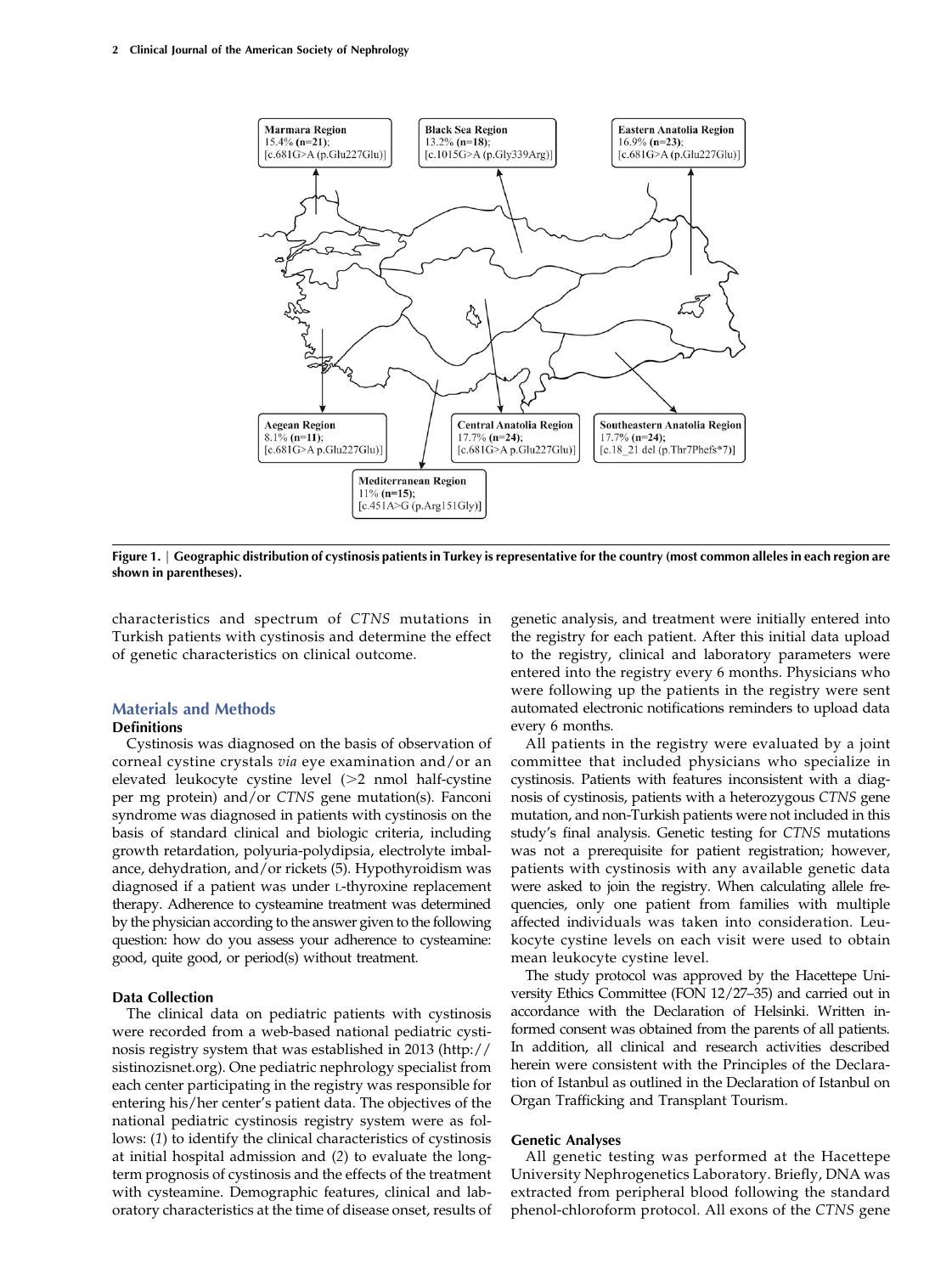Marmara Region
15.4% (n=21);
[c.681G>A (p.Glu227Glu)]

Black Sea Region
13.2% (n=18);
[c.1015G>A (p.Gly339Arg)]

Eastern Anatolia Region
16.9% (n=23);
[c.681G>A (p.Glu227Glu)]

Aegean Region
8.1% (n=11);
[c.681G>A p.Glu227Glu)]

Central Anatolia Region
17.7% (n=24);
[c.681G>A (p.Glu227Glu)]

Southeastern Anatolia Region
17.7% (n=24);
[c.18_21 del (p.Thr7Phefs*7)]

Mediterranean Region
11% (n=15);
[c.451A>G (p.Arg151Gly)]

**Figure 1. | Geographic distribution of cystinosis patients in Turkey is representative for the country (most common alleles in each region are shown in parentheses).**

characteristics and spectrum of *CTNS* mutations in Turkish patients with cystinosis and determine the effect of genetic characteristics on clinical outcome.

## Materials and Methods

### Definitions

Cystinosis was diagnosed on the basis of observation of corneal cystine crystals *via* eye examination and/or an elevated leukocyte cystine level (>2 nmol half-cystine per mg protein) and/or *CTNS* gene mutation(s). Fanconi syndrome was diagnosed in patients with cystinosis on the basis of standard clinical and biologic criteria, including growth retardation, polyuria-polydipsia, electrolyte imbalance, dehydration, and/or rickets (5). Hypothyroidism was diagnosed if a patient was under L-thyroxine replacement therapy. Adherence to cysteamine treatment was determined by the physician according to the answer given to the following question: how do you assess your adherence to cysteamine: good, quite good, or period(s) without treatment.

### Data Collection

The clinical data on pediatric patients with cystinosis were recorded from a web-based national pediatric cystinosis registry system that was established in 2013 (http://sistinozisnet.org). One pediatric nephrology specialist from each center participating in the registry was responsible for entering his/her center's patient data. The objectives of the national pediatric cystinosis registry system were as follows: (*1*) to identify the clinical characteristics of cystinosis at initial hospital admission and (*2*) to evaluate the long-term prognosis of cystinosis and the effects of the treatment with cysteamine. Demographic features, clinical and laboratory characteristics at the time of disease onset, results of genetic analysis, and treatment were initially entered into the registry for each patient. After this initial data upload to the registry, clinical and laboratory parameters were entered into the registry every 6 months. Physicians who were following up the patients in the registry were sent automated electronic notifications reminders to upload data every 6 months.

All patients in the registry were evaluated by a joint committee that included physicians who specialize in cystinosis. Patients with features inconsistent with a diagnosis of cystinosis, patients with a heterozygous *CTNS* gene mutation, and non-Turkish patients were not included in this study's final analysis. Genetic testing for *CTNS* mutations was not a prerequisite for patient registration; however, patients with cystinosis with any available genetic data were asked to join the registry. When calculating allele frequencies, only one patient from families with multiple affected individuals was taken into consideration. Leukocyte cystine levels on each visit were used to obtain mean leukocyte cystine level.

The study protocol was approved by the Hacettepe University Ethics Committee (FON 12/27–35) and carried out in accordance with the Declaration of Helsinki. Written informed consent was obtained from the parents of all patients. In addition, all clinical and research activities described herein were consistent with the Principles of the Declaration of Istanbul as outlined in the Declaration of Istanbul on Organ Trafficking and Transplant Tourism.

### Genetic Analyses

All genetic testing was performed at the Hacettepe University Nephrogenetics Laboratory. Briefly, DNA was extracted from peripheral blood following the standard phenol-chloroform protocol. All exons of the *CTNS* gene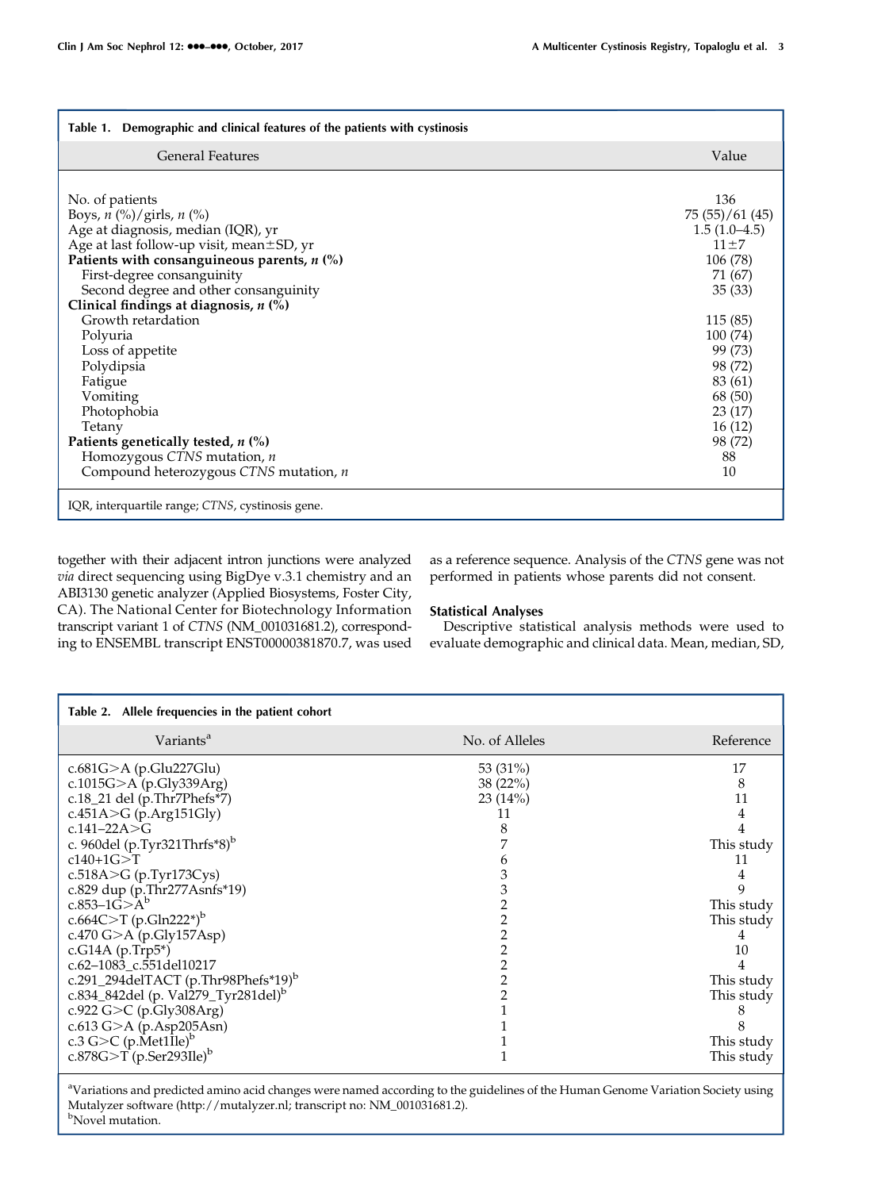**Table 1. Demographic and clinical features of the patients with cystinosis**

| General Features | Value |
|---|---|
| No. of patients | 136 |
| Boys, *n* (%)/girls, *n* (%) | 75 (55)/61 (45) |
| Age at diagnosis, median (IQR), yr | 1.5 (1.0–4.5) |
| Age at last follow-up visit, mean±SD, yr | 11±7 |
| **Patients with consanguineous parents, *n* (%)** | 106 (78) |
| First-degree consanguinity | 71 (67) |
| Second degree and other consanguinity | 35 (33) |
| **Clinical findings at diagnosis, *n* (%)** | |
| Growth retardation | 115 (85) |
| Polyuria | 100 (74) |
| Loss of appetite | 99 (73) |
| Polydipsia | 98 (72) |
| Fatigue | 83 (61) |
| Vomiting | 68 (50) |
| Photophobia | 23 (17) |
| Tetany | 16 (12) |
| **Patients genetically tested, *n* (%)** | 98 (72) |
| Homozygous *CTNS* mutation, *n* | 88 |
| Compound heterozygous *CTNS* mutation, *n* | 10 |

IQR, interquartile range; *CTNS*, cystinosis gene.

together with their adjacent intron junctions were analyzed *via* direct sequencing using BigDye v.3.1 chemistry and an ABI3130 genetic analyzer (Applied Biosystems, Foster City, CA). The National Center for Biotechnology Information transcript variant 1 of *CTNS* (NM_001031681.2), corresponding to ENSEMBL transcript ENST00000381870.7, was used as a reference sequence. Analysis of the *CTNS* gene was not performed in patients whose parents did not consent.

### Statistical Analyses

Descriptive statistical analysis methods were used to evaluate demographic and clinical data. Mean, median, SD,

**Table 2. Allele frequencies in the patient cohort**

| Variants[a] | No. of Alleles | Reference |
|---|---|---|
| c.681G>A (p.Glu227Glu) | 53 (31%) | 17 |
| c.1015G>A (p.Gly339Arg) | 38 (22%) | 8 |
| c.18_21 del (p.Thr7Phefs*7) | 23 (14%) | 11 |
| c.451A>G (p.Arg151Gly) | 11 | 4 |
| c.141–22A>G | 8 | 4 |
| c. 960del (p.Tyr321Thrfs*8)[b] | 7 | This study |
| c140+1G>T | 6 | 11 |
| c.518A>G (p.Tyr173Cys) | 3 | 4 |
| c.829 dup (p.Thr277Asnfs*19) | 3 | 9 |
| c.853–1G>A[b] | 2 | This study |
| c.664C>T (p.Gln222*)[b] | 2 | This study |
| c.470 G>A (p.Gly157Asp) | 2 | 4 |
| c.G14A (p.Trp5*) | 2 | 10 |
| c.62–1083_c.551del10217 | 2 | 4 |
| c.291_294delTACT (p.Thr98Phefs*19)[b] | 2 | This study |
| c.834_842del (p. Val279_Tyr281del)[b] | 2 | This study |
| c.922 G>C (p.Gly308Arg) | 1 | 8 |
| c.613 G>A (p.Asp205Asn) | 1 | 8 |
| c.3 G>C (p.Met1Ile)[b] | 1 | This study |
| c.878G>T (p.Ser293Ile)[b] | 1 | This study |

[a]Variations and predicted amino acid changes were named according to the guidelines of the Human Genome Variation Society using Mutalyzer software (http://mutalyzer.nl; transcript no: NM_001031681.2).
[b]Novel mutation.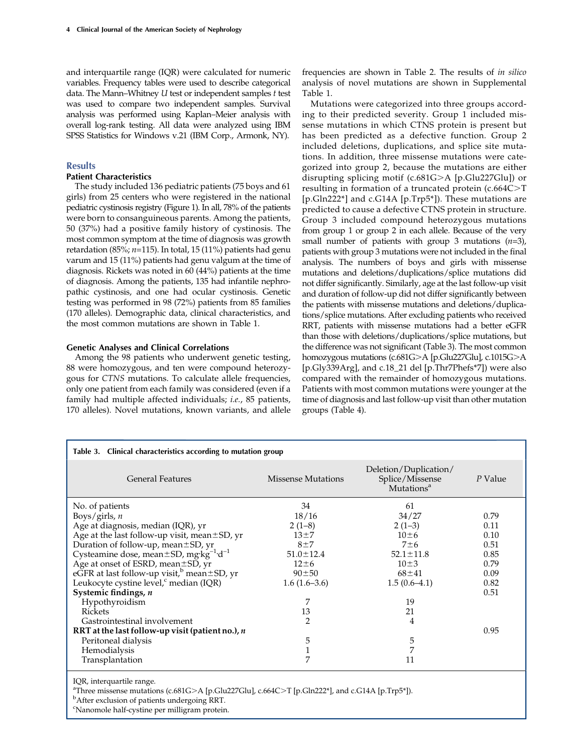and interquartile range (IQR) were calculated for numeric variables. Frequency tables were used to describe categorical data. The Mann–Whitney *U* test or independent samples *t* test was used to compare two independent samples. Survival analysis was performed using Kaplan–Meier analysis with overall log-rank testing. All data were analyzed using IBM SPSS Statistics for Windows v.21 (IBM Corp., Armonk, NY).

## Results

### Patient Characteristics

The study included 136 pediatric patients (75 boys and 61 girls) from 25 centers who were registered in the national pediatric cystinosis registry (Figure 1). In all, 78% of the patients were born to consanguineous parents. Among the patients, 50 (37%) had a positive family history of cystinosis. The most common symptom at the time of diagnosis was growth retardation (85%; *n*=115). In total, 15 (11%) patients had genu varum and 15 (11%) patients had genu valgum at the time of diagnosis. Rickets was noted in 60 (44%) patients at the time of diagnosis. Among the patients, 135 had infantile nephropathic cystinosis, and one had ocular cystinosis. Genetic testing was performed in 98 (72%) patients from 85 families (170 alleles). Demographic data, clinical characteristics, and the most common mutations are shown in Table 1.

### Genetic Analyses and Clinical Correlations

Among the 98 patients who underwent genetic testing, 88 were homozygous, and ten were compound heterozygous for *CTNS* mutations. To calculate allele frequencies, only one patient from each family was considered (even if a family had multiple affected individuals; *i.e.*, 85 patients, 170 alleles). Novel mutations, known variants, and allele frequencies are shown in Table 2. The results of *in silico* analysis of novel mutations are shown in Supplemental Table 1.

Mutations were categorized into three groups according to their predicted severity. Group 1 included missense mutations in which CTNS protein is present but has been predicted as a defective function. Group 2 included deletions, duplications, and splice site mutations. In addition, three missense mutations were categorized into group 2, because the mutations are either disrupting splicing motif (c.681G>A [p.Glu227Glu]) or resulting in formation of a truncated protein (c.664C>T [p.Gln222*] and c.G14A [p.Trp5*]). These mutations are predicted to cause a defective CTNS protein in structure. Group 3 included compound heterozygous mutations from group 1 or group 2 in each allele. Because of the very small number of patients with group 3 mutations (*n*=3), patients with group 3 mutations were not included in the final analysis. The numbers of boys and girls with missense mutations and deletions/duplications/splice mutations did not differ significantly. Similarly, age at the last follow-up visit and duration of follow-up did not differ significantly between the patients with missense mutations and deletions/duplications/splice mutations. After excluding patients who received RRT, patients with missense mutations had a better eGFR than those with deletions/duplications/splice mutations, but the difference was not significant (Table 3). The most common homozygous mutations (c.681G>A [p.Glu227Glu], c.1015G>A [p.Gly339Arg], and c.18_21 del [p.Thr7Phefs*7]) were also compared with the remainder of homozygous mutations. Patients with most common mutations were younger at the time of diagnosis and last follow-up visit than other mutation groups (Table 4).

**Table 3. Clinical characteristics according to mutation group**

| General Features | Missense Mutations | Deletion/Duplication/Splice/Missense Mutations[a] | *P* Value |
|---|---|---|---|
| No. of patients | 34 | 61 | |
| Boys/girls, *n* | 18/16 | 34/27 | 0.79 |
| Age at diagnosis, median (IQR), yr | 2 (1–8) | 2 (1–3) | 0.11 |
| Age at the last follow-up visit, mean±SD, yr | 13±7 | 10±6 | 0.10 |
| Duration of follow-up, mean±SD, yr | 8±7 | 7±6 | 0.51 |
| Cysteamine dose, mean±SD, mg·kg$^{-1}$·d$^{-1}$ | 51.0±12.4 | 52.1±11.8 | 0.85 |
| Age at onset of ESRD, mean±SD, yr | 12±6 | 10±3 | 0.79 |
| eGFR at last follow-up visit,[b] mean±SD, yr | 90±50 | 68±41 | 0.09 |
| Leukocyte cystine level,[c] median (IQR) | 1.6 (1.6–3.6) | 1.5 (0.6–4.1) | 0.82 |
| **Systemic findings, *n*** | | | 0.51 |
| Hypothyroidism | 7 | 19 | |
| Rickets | 13 | 21 | |
| Gastrointestinal involvement | 2 | 4 | |
| **RRT at the last follow-up visit (patient no.), *n*** | | | 0.95 |
| Peritoneal dialysis | 5 | 5 | |
| Hemodialysis | 1 | 7 | |
| Transplantation | 7 | 11 | |

IQR, interquartile range.
[a]Three missense mutations (c.681G>A [p.Glu227Glu], c.664C>T [p.Gln222*], and c.G14A [p.Trp5*]).
[b]After exclusion of patients undergoing RRT.
[c]Nanomole half-cystine per milligram protein.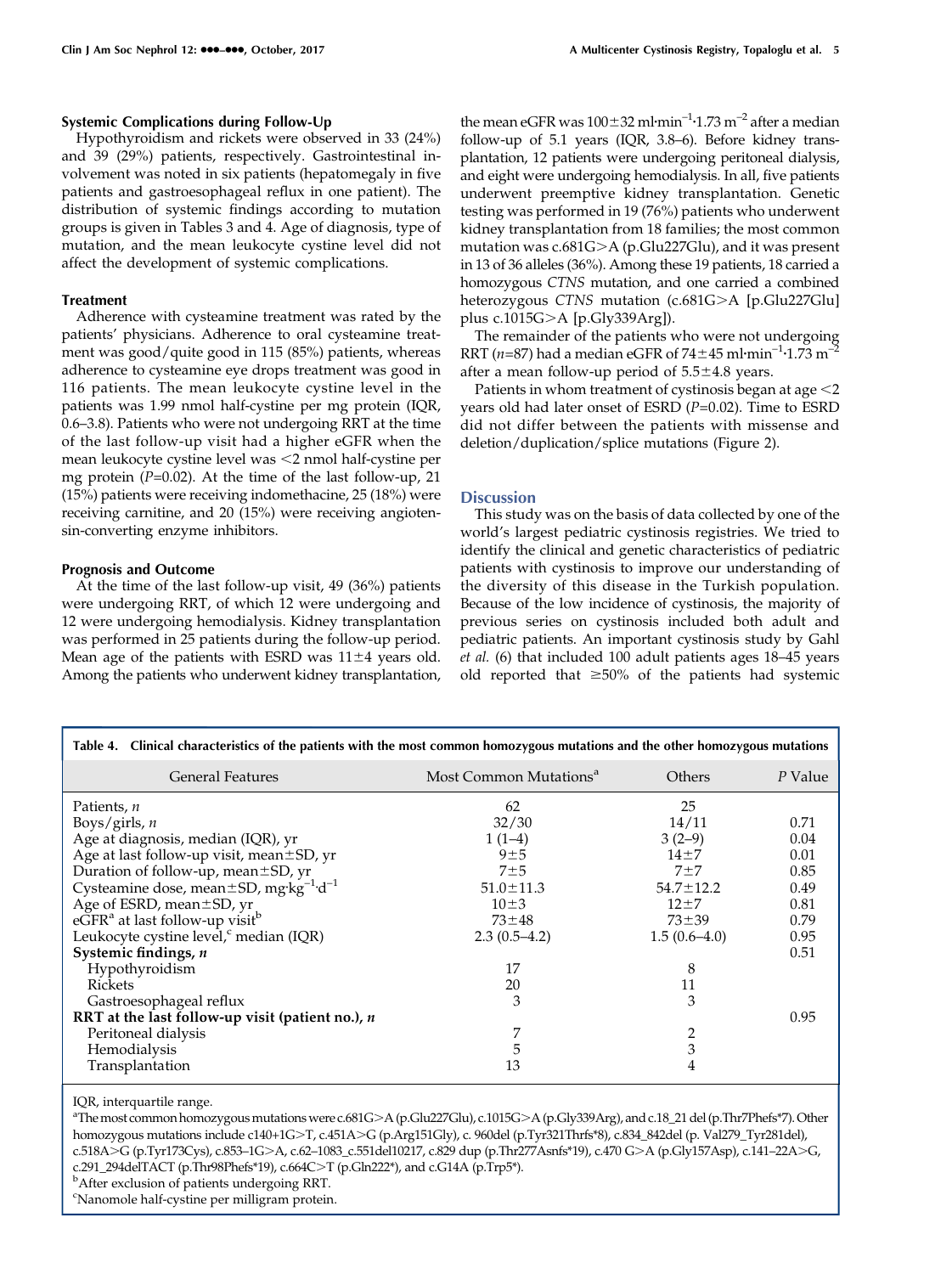### Systemic Complications during Follow-Up

Hypothyroidism and rickets were observed in 33 (24%) and 39 (29%) patients, respectively. Gastrointestinal involvement was noted in six patients (hepatomegaly in five patients and gastroesophageal reflux in one patient). The distribution of systemic findings according to mutation groups is given in Tables 3 and 4. Age of diagnosis, type of mutation, and the mean leukocyte cystine level did not affect the development of systemic complications.

### Treatment

Adherence with cysteamine treatment was rated by the patients' physicians. Adherence to oral cysteamine treatment was good/quite good in 115 (85%) patients, whereas adherence to cysteamine eye drops treatment was good in 116 patients. The mean leukocyte cystine level in the patients was 1.99 nmol half-cystine per mg protein (IQR, 0.6–3.8). Patients who were not undergoing RRT at the time of the last follow-up visit had a higher eGFR when the mean leukocyte cystine level was <2 nmol half-cystine per mg protein ($P$=0.02). At the time of the last follow-up, 21 (15%) patients were receiving indomethacine, 25 (18%) were receiving carnitine, and 20 (15%) were receiving angiotensin-converting enzyme inhibitors.

### Prognosis and Outcome

At the time of the last follow-up visit, 49 (36%) patients were undergoing RRT, of which 12 were undergoing and 12 were undergoing hemodialysis. Kidney transplantation was performed in 25 patients during the follow-up period. Mean age of the patients with ESRD was 11±4 years old. Among the patients who underwent kidney transplantation, the mean eGFR was 100±32 $ml \cdot min^{-1} \cdot 1.73\ m^{-2}$ after a median follow-up of 5.1 years (IQR, 3.8–6). Before kidney transplantation, 12 patients were undergoing peritoneal dialysis, and eight were undergoing hemodialysis. In all, five patients underwent preemptive kidney transplantation. Genetic testing was performed in 19 (76%) patients who underwent kidney transplantation from 18 families; the most common mutation was c.681G>A (p.Glu227Glu), and it was present in 13 of 36 alleles (36%). Among these 19 patients, 18 carried a homozygous *CTNS* mutation, and one carried a combined heterozygous *CTNS* mutation (c.681G>A [p.Glu227Glu] plus c.1015G>A [p.Gly339Arg]).

The remainder of the patients who were not undergoing RRT ($n$=87) had a median eGFR of 74±45 $ml \cdot min^{-1} \cdot 1.73\ m^{-2}$ after a mean follow-up period of 5.5±4.8 years.

Patients in whom treatment of cystinosis began at age <2 years old had later onset of ESRD ($P$=0.02). Time to ESRD did not differ between the patients with missense and deletion/duplication/splice mutations (Figure 2).

## Discussion

This study was on the basis of data collected by one of the world's largest pediatric cystinosis registries. We tried to identify the clinical and genetic characteristics of pediatric patients with cystinosis to improve our understanding of the diversity of this disease in the Turkish population. Because of the low incidence of cystinosis, the majority of previous series on cystinosis included both adult and pediatric patients. An important cystinosis study by Gahl *et al.* (6) that included 100 adult patients ages 18–45 years old reported that ≥50% of the patients had systemic

**Table 4. Clinical characteristics of the patients with the most common homozygous mutations and the other homozygous mutations**

| General Features | Most Common Mutations[a] | Others | *P* Value |
|---|---|---|---|
| Patients, *n* | 62 | 25 | |
| Boys/girls, *n* | 32/30 | 14/11 | 0.71 |
| Age at diagnosis, median (IQR), yr | 1 (1–4) | 3 (2–9) | 0.04 |
| Age at last follow-up visit, mean±SD, yr | 9±5 | 14±7 | 0.01 |
| Duration of follow-up, mean±SD, yr | 7±5 | 7±7 | 0.85 |
| Cysteamine dose, mean±SD, $mg \cdot kg^{-1} \cdot d^{-1}$ | 51.0±11.3 | 54.7±12.2 | 0.49 |
| Age of ESRD, mean±SD, yr | 10±3 | 12±7 | 0.81 |
| eGFR[a] at last follow-up visit[b] | 73±48 | 73±39 | 0.79 |
| Leukocyte cystine level,[c] median (IQR) | 2.3 (0.5–4.2) | 1.5 (0.6–4.0) | 0.95 |
| **Systemic findings, *n*** | | | 0.51 |
| Hypothyroidism | 17 | 8 | |
| Rickets | 20 | 11 | |
| Gastroesophageal reflux | 3 | 3 | |
| **RRT at the last follow-up visit (patient no.), *n*** | | | 0.95 |
| Peritoneal dialysis | 7 | 2 | |
| Hemodialysis | 5 | 3 | |
| Transplantation | 13 | 4 | |

IQR, interquartile range.

[a]The most common homozygous mutations were c.681G>A (p.Glu227Glu), c.1015G>A (p.Gly339Arg), and c.18_21 del (p.Thr7Phefs*7). Other homozygous mutations include c140+1G>T, c.451A>G (p.Arg151Gly), c. 960del (p.Tyr321Thrfs*8), c.834_842del (p. Val279_Tyr281del), c.518A>G (p.Tyr173Cys), c.853–1G>A, c.62–1083_c.551del10217, c.829 dup (p.Thr277Asnfs*19), c.470 G>A (p.Gly157Asp), c.141–22A>G, c.291_294delTACT (p.Thr98Phefs*19), c.664C>T (p.Gln222*), and c.G14A (p.Trp5*).

[b]After exclusion of patients undergoing RRT.

[c]Nanomole half-cystine per milligram protein.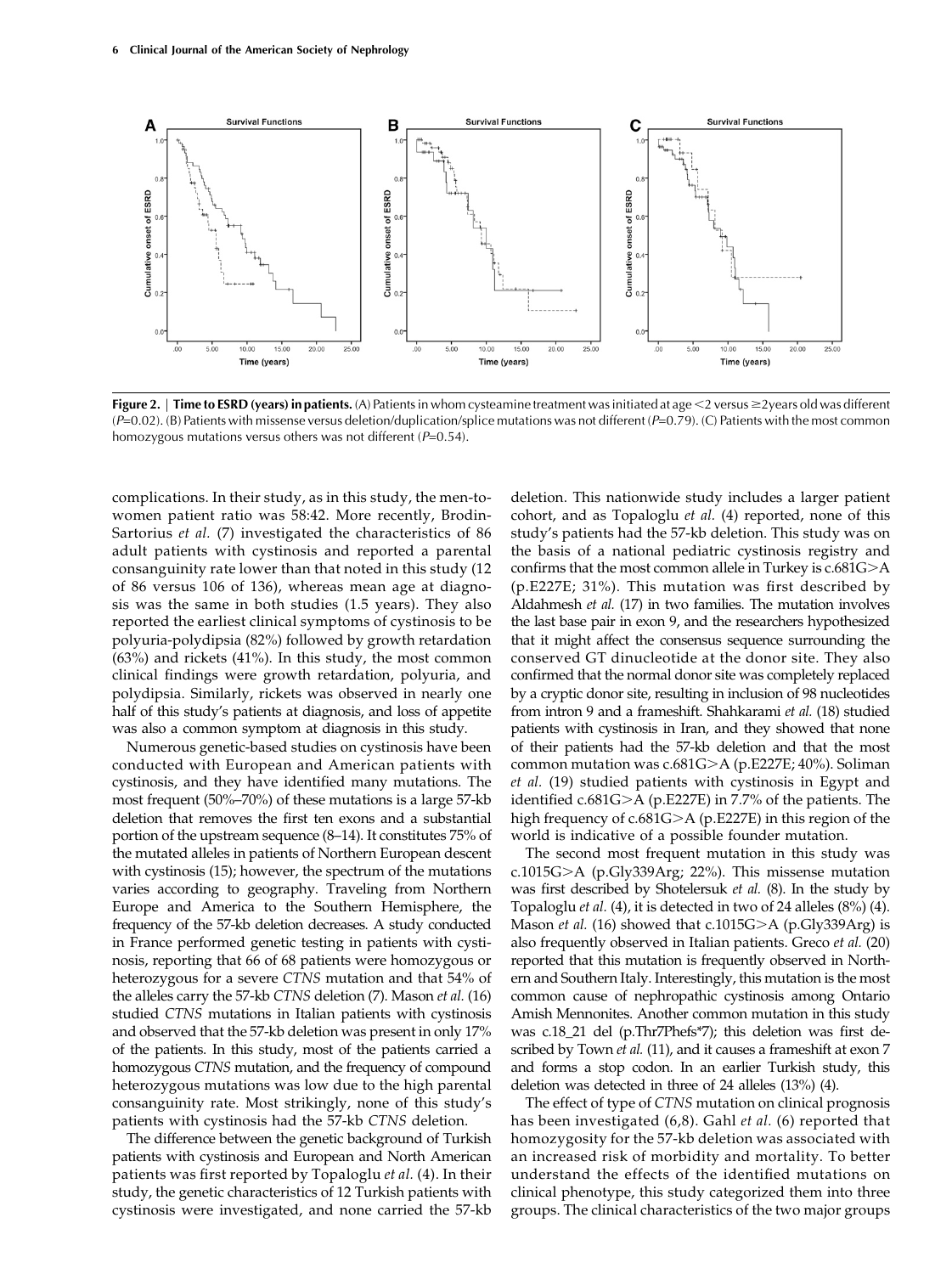**Figure 2. | Time to ESRD (years) in patients.** (A) Patients in whom cysteamine treatment was initiated at age <2 versus ≥2years old was different ($P$=0.02). (B) Patients with missense versus deletion/duplication/splice mutations was not different ($P$=0.79). (C) Patients with the most common homozygous mutations versus others was not different ($P$=0.54).

complications. In their study, as in this study, the men-to-women patient ratio was 58:42. More recently, Brodin-Sartorius *et al.* (7) investigated the characteristics of 86 adult patients with cystinosis and reported a parental consanguinity rate lower than that noted in this study (12 of 86 versus 106 of 136), whereas mean age at diagnosis was the same in both studies (1.5 years). They also reported the earliest clinical symptoms of cystinosis to be polyuria-polydipsia (82%) followed by growth retardation (63%) and rickets (41%). In this study, the most common clinical findings were growth retardation, polyuria, and polydipsia. Similarly, rickets was observed in nearly one half of this study's patients at diagnosis, and loss of appetite was also a common symptom at diagnosis in this study.

Numerous genetic-based studies on cystinosis have been conducted with European and American patients with cystinosis, and they have identified many mutations. The most frequent (50%–70%) of these mutations is a large 57-kb deletion that removes the first ten exons and a substantial portion of the upstream sequence (8–14). It constitutes 75% of the mutated alleles in patients of Northern European descent with cystinosis (15); however, the spectrum of the mutations varies according to geography. Traveling from Northern Europe and America to the Southern Hemisphere, the frequency of the 57-kb deletion decreases. A study conducted in France performed genetic testing in patients with cystinosis, reporting that 66 of 68 patients were homozygous or heterozygous for a severe *CTNS* mutation and that 54% of the alleles carry the 57-kb *CTNS* deletion (7). Mason *et al.* (16) studied *CTNS* mutations in Italian patients with cystinosis and observed that the 57-kb deletion was present in only 17% of the patients. In this study, most of the patients carried a homozygous *CTNS* mutation, and the frequency of compound heterozygous mutations was low due to the high parental consanguinity rate. Most strikingly, none of this study's patients with cystinosis had the 57-kb *CTNS* deletion.

The difference between the genetic background of Turkish patients with cystinosis and European and North American patients was first reported by Topaloglu *et al.* (4). In their study, the genetic characteristics of 12 Turkish patients with cystinosis were investigated, and none carried the 57-kb deletion. This nationwide study includes a larger patient cohort, and as Topaloglu *et al.* (4) reported, none of this study's patients had the 57-kb deletion. This study was on the basis of a national pediatric cystinosis registry and confirms that the most common allele in Turkey is c.681G>A (p.E227E; 31%). This mutation was first described by Aldahmesh *et al.* (17) in two families. The mutation involves the last base pair in exon 9, and the researchers hypothesized that it might affect the consensus sequence surrounding the conserved GT dinucleotide at the donor site. They also confirmed that the normal donor site was completely replaced by a cryptic donor site, resulting in inclusion of 98 nucleotides from intron 9 and a frameshift. Shahkarami *et al.* (18) studied patients with cystinosis in Iran, and they showed that none of their patients had the 57-kb deletion and that the most common mutation was c.681G>A (p.E227E; 40%). Soliman *et al.* (19) studied patients with cystinosis in Egypt and identified c.681G>A (p.E227E) in 7.7% of the patients. The high frequency of c.681G>A (p.E227E) in this region of the world is indicative of a possible founder mutation.

The second most frequent mutation in this study was c.1015G>A (p.Gly339Arg; 22%). This missense mutation was first described by Shotelersuk *et al.* (8). In the study by Topaloglu *et al.* (4), it is detected in two of 24 alleles (8%) (4). Mason *et al.* (16) showed that c.1015G>A (p.Gly339Arg) is also frequently observed in Italian patients. Greco *et al.* (20) reported that this mutation is frequently observed in Northern and Southern Italy. Interestingly, this mutation is the most common cause of nephropathic cystinosis among Ontario Amish Mennonites. Another common mutation in this study was c.18_21 del (p.Thr7Phefs*7); this deletion was first described by Town *et al.* (11), and it causes a frameshift at exon 7 and forms a stop codon. In an earlier Turkish study, this deletion was detected in three of 24 alleles (13%) (4).

The effect of type of *CTNS* mutation on clinical prognosis has been investigated (6,8). Gahl *et al.* (6) reported that homozygosity for the 57-kb deletion was associated with an increased risk of morbidity and mortality. To better understand the effects of the identified mutations on clinical phenotype, this study categorized them into three groups. The clinical characteristics of the two major groups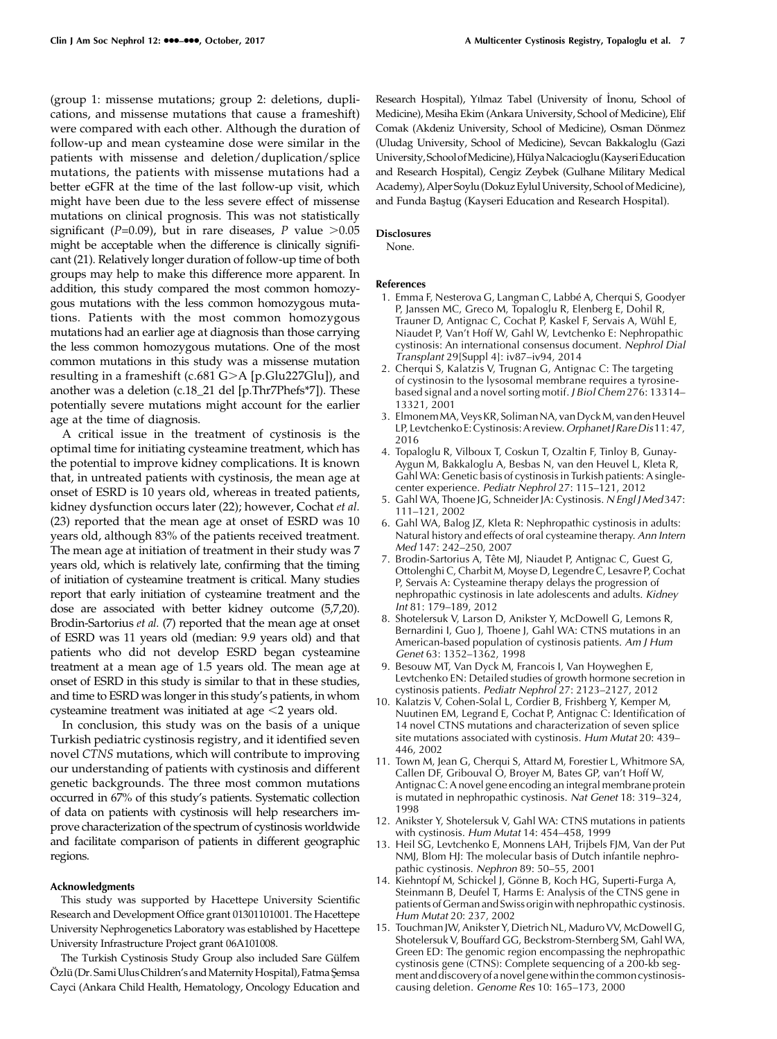(group 1: missense mutations; group 2: deletions, duplications, and missense mutations that cause a frameshift) were compared with each other. Although the duration of follow-up and mean cysteamine dose were similar in the patients with missense and deletion/duplication/splice mutations, the patients with missense mutations had a better eGFR at the time of the last follow-up visit, which might have been due to the less severe effect of missense mutations on clinical prognosis. This was not statistically significant ($P$=0.09), but in rare diseases, $P$ value >0.05 might be acceptable when the difference is clinically significant (21). Relatively longer duration of follow-up time of both groups may help to make this difference more apparent. In addition, this study compared the most common homozygous mutations with the less common homozygous mutations. Patients with the most common homozygous mutations had an earlier age at diagnosis than those carrying the less common homozygous mutations. One of the most common mutations in this study was a missense mutation resulting in a frameshift (c.681 G>A [p.Glu227Glu]), and another was a deletion (c.18_21 del [p.Thr7Phefs*7]). These potentially severe mutations might account for the earlier age at the time of diagnosis.

A critical issue in the treatment of cystinosis is the optimal time for initiating cysteamine treatment, which has the potential to improve kidney complications. It is known that, in untreated patients with cystinosis, the mean age at onset of ESRD is 10 years old, whereas in treated patients, kidney dysfunction occurs later (22); however, Cochat *et al.* (23) reported that the mean age at onset of ESRD was 10 years old, although 83% of the patients received treatment. The mean age at initiation of treatment in their study was 7 years old, which is relatively late, confirming that the timing of initiation of cysteamine treatment is critical. Many studies report that early initiation of cysteamine treatment and the dose are associated with better kidney outcome (5,7,20). Brodin-Sartorius *et al.* (7) reported that the mean age at onset of ESRD was 11 years old (median: 9.9 years old) and that patients who did not develop ESRD began cysteamine treatment at a mean age of 1.5 years old. The mean age at onset of ESRD in this study is similar to that in these studies, and time to ESRD was longer in this study's patients, in whom cysteamine treatment was initiated at age <2 years old.

In conclusion, this study was on the basis of a unique Turkish pediatric cystinosis registry, and it identified seven novel *CTNS* mutations, which will contribute to improving our understanding of patients with cystinosis and different genetic backgrounds. The three most common mutations occurred in 67% of this study's patients. Systematic collection of data on patients with cystinosis will help researchers improve characterization of the spectrum of cystinosis worldwide and facilitate comparison of patients in different geographic regions.

#### Acknowledgments

This study was supported by Hacettepe University Scientific Research and Development Office grant 01301101001. The Hacettepe University Nephrogenetics Laboratory was established by Hacettepe University Infrastructure Project grant 06A101008.

The Turkish Cystinosis Study Group also included Sare Gülfem Özlü (Dr. Sami Ulus Children's and Maternity Hospital), Fatma Şemsa Cayci (Ankara Child Health, Hematology, Oncology Education and Research Hospital), Yılmaz Tabel (University of İnonu, School of Medicine), Mesiha Ekim (Ankara University, School of Medicine), Elif Comak (Akdeniz University, School of Medicine), Osman Dönmez (Uludag University, School of Medicine), Sevcan Bakkaloglu (Gazi University, School of Medicine), Hülya Nalcacioglu (Kayseri Education and Research Hospital), Cengiz Zeybek (Gulhane Military Medical Academy), Alper Soylu (Dokuz Eylul University, School of Medicine), and Funda Baştug (Kayseri Education and Research Hospital).

#### Disclosures

None.

#### References

1. Emma F, Nesterova G, Langman C, Labbé A, Cherqui S, Goodyer P, Janssen MC, Greco M, Topaloglu R, Elenberg E, Dohil R, Trauner D, Antignac C, Cochat P, Kaskel F, Servais A, Wühl E, Niaudet P, Van't Hoff W, Gahl W, Levtchenko E: Nephropathic cystinosis: An international consensus document. *Nephrol Dial Transplant* 29[Suppl 4]: iv87–iv94, 2014
2. Cherqui S, Kalatzis V, Trugnan G, Antignac C: The targeting of cystinosin to the lysosomal membrane requires a tyrosine-based signal and a novel sorting motif. *J Biol Chem* 276: 13314–13321, 2001
3. Elmonem MA, Veys KR, Soliman NA, van Dyck M, van den Heuvel LP, Levtchenko E: Cystinosis: A review. *Orphanet J Rare Dis* 11: 47, 2016
4. Topaloglu R, Vilboux T, Coskun T, Ozaltin F, Tinloy B, Gunay-Aygun M, Bakkaloglu A, Besbas N, van den Heuvel L, Kleta R, Gahl WA: Genetic basis of cystinosis in Turkish patients: A single-center experience. *Pediatr Nephrol* 27: 115–121, 2012
5. Gahl WA, Thoene JG, Schneider JA: Cystinosis. *N Engl J Med* 347: 111–121, 2002
6. Gahl WA, Balog JZ, Kleta R: Nephropathic cystinosis in adults: Natural history and effects of oral cysteamine therapy. *Ann Intern Med* 147: 242–250, 2007
7. Brodin-Sartorius A, Tête MJ, Niaudet P, Antignac C, Guest G, Ottolenghi C, Charbit M, Moyse D, Legendre C, Lesavre P, Cochat P, Servais A: Cysteamine therapy delays the progression of nephropathic cystinosis in late adolescents and adults. *Kidney Int* 81: 179–189, 2012
8. Shotelersuk V, Larson D, Anikster Y, McDowell G, Lemons R, Bernardini I, Guo J, Thoene J, Gahl WA: CTNS mutations in an American-based population of cystinosis patients. *Am J Hum Genet* 63: 1352–1362, 1998
9. Besouw MT, Van Dyck M, Francois I, Van Hoyweghen E, Levtchenko EN: Detailed studies of growth hormone secretion in cystinosis patients. *Pediatr Nephrol* 27: 2123–2127, 2012
10. Kalatzis V, Cohen-Solal L, Cordier B, Frishberg Y, Kemper M, Nuutinen EM, Legrand E, Cochat P, Antignac C: Identification of 14 novel CTNS mutations and characterization of seven splice site mutations associated with cystinosis. *Hum Mutat* 20: 439–446, 2002
11. Town M, Jean G, Cherqui S, Attard M, Forestier L, Whitmore SA, Callen DF, Gribouval O, Broyer M, Bates GP, van't Hoff W, Antignac C: A novel gene encoding an integral membrane protein is mutated in nephropathic cystinosis. *Nat Genet* 18: 319–324, 1998
12. Anikster Y, Shotelersuk V, Gahl WA: CTNS mutations in patients with cystinosis. *Hum Mutat* 14: 454–458, 1999
13. Heil SG, Levtchenko E, Monnens LAH, Trijbels FJM, Van der Put NMJ, Blom HJ: The molecular basis of Dutch infantile nephropathic cystinosis. *Nephron* 89: 50–55, 2001
14. Kiehntopf M, Schickel J, Gönne B, Koch HG, Superti-Furga A, Steinmann B, Deufel T, Harms E: Analysis of the CTNS gene in patients of German and Swiss origin with nephropathic cystinosis. *Hum Mutat* 20: 237, 2002
15. Touchman JW, Anikster Y, Dietrich NL, Maduro VV, McDowell G, Shotelersuk V, Bouffard GG, Beckstrom-Sternberg SM, Gahl WA, Green ED: The genomic region encompassing the nephropathic cystinosis gene (CTNS): Complete sequencing of a 200-kb segment and discovery of a novel gene within the common cystinosis-causing deletion. *Genome Res* 10: 165–173, 2000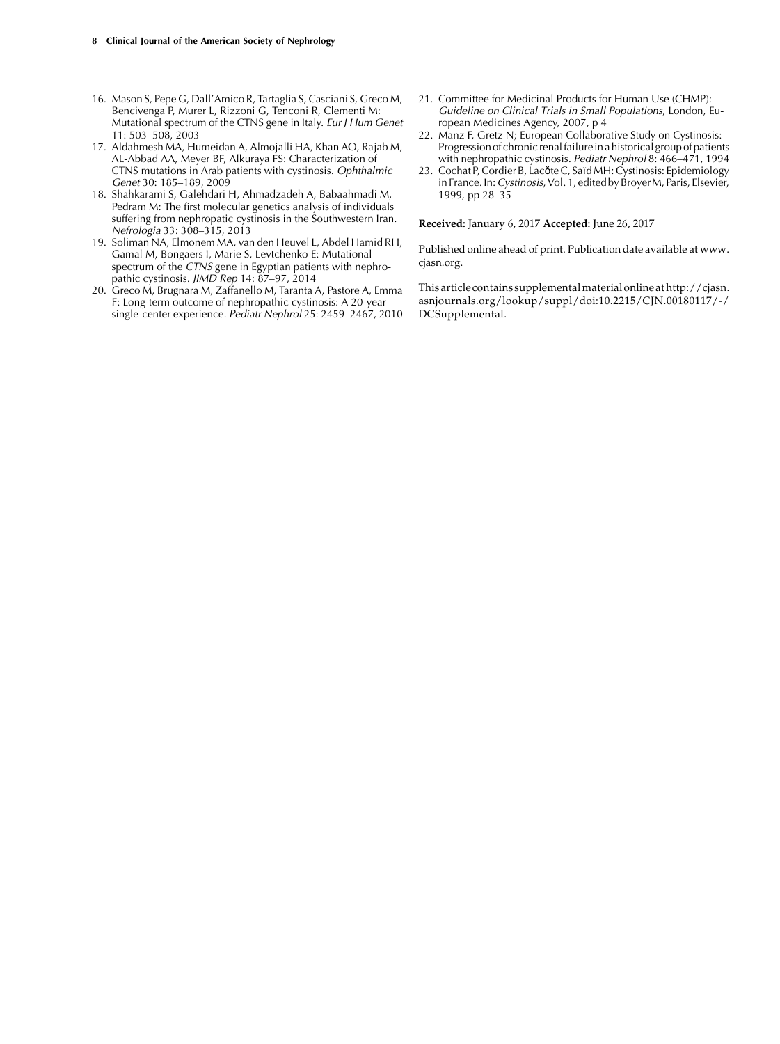16. Mason S, Pepe G, Dall'Amico R, Tartaglia S, Casciani S, Greco M, Bencivenga P, Murer L, Rizzoni G, Tenconi R, Clementi M: Mutational spectrum of the CTNS gene in Italy. *Eur J Hum Genet* 11: 503–508, 2003
17. Aldahmesh MA, Humeidan A, Almojalli HA, Khan AO, Rajab M, AL-Abbad AA, Meyer BF, Alkuraya FS: Characterization of CTNS mutations in Arab patients with cystinosis. *Ophthalmic Genet* 30: 185–189, 2009
18. Shahkarami S, Galehdari H, Ahmadzadeh A, Babaahmadi M, Pedram M: The first molecular genetics analysis of individuals suffering from nephropatic cystinosis in the Southwestern Iran. *Nefrologia* 33: 308–315, 2013
19. Soliman NA, Elmonem MA, van den Heuvel L, Abdel Hamid RH, Gamal M, Bongaers I, Marie S, Levtchenko E: Mutational spectrum of the *CTNS* gene in Egyptian patients with nephropathic cystinosis. *JIMD Rep* 14: 87–97, 2014
20. Greco M, Brugnara M, Zaffanello M, Taranta A, Pastore A, Emma F: Long-term outcome of nephropathic cystinosis: A 20-year single-center experience. *Pediatr Nephrol* 25: 2459–2467, 2010
21. Committee for Medicinal Products for Human Use (CHMP): *Guideline on Clinical Trials in Small Populations*, London, European Medicines Agency, 2007, p 4
22. Manz F, Gretz N; European Collaborative Study on Cystinosis: Progression of chronic renal failure in a historical group of patients with nephropathic cystinosis. *Pediatr Nephrol* 8: 466–471, 1994
23. Cochat P, Cordier B, Lacôte C, Saïd MH: Cystinosis: Epidemiology in France. In: *Cystinosis*, Vol. 1, edited by Broyer M, Paris, Elsevier, 1999, pp 28–35

**Received:** January 6, 2017 **Accepted:** June 26, 2017

Published online ahead of print. Publication date available at www.cjasn.org.

This article contains supplemental material online at http://cjasn.asnjournals.org/lookup/suppl/doi:10.2215/CJN.00180117/-/DCSupplemental.